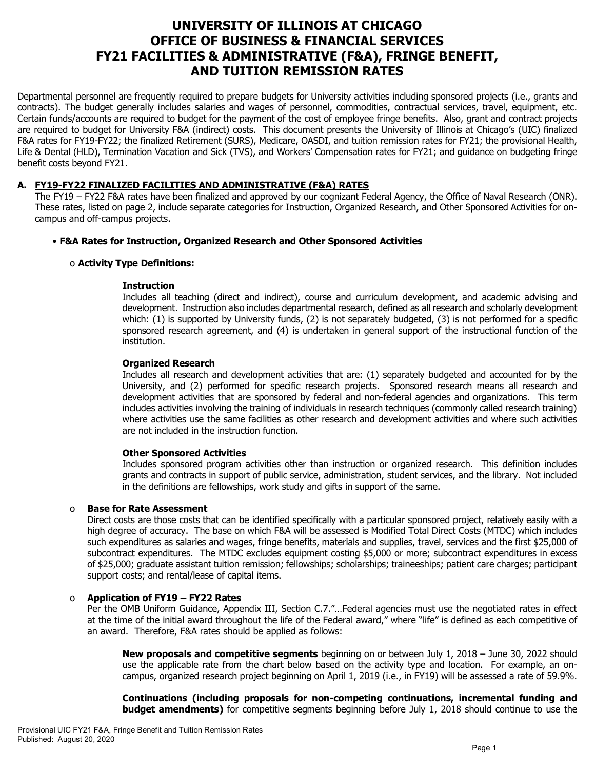# UNIVERSITY OF ILLINOIS AT CHICAGO
# OFFICE OF BUSINESS & FINANCIAL SERVICES
# FY21 FACILITIES & ADMINISTRATIVE (F&A), FRINGE BENEFIT, AND TUITION REMISSION RATES

Departmental personnel are frequently required to prepare budgets for University activities including sponsored projects (i.e., grants and contracts). The budget generally includes salaries and wages of personnel, commodities, contractual services, travel, equipment, etc. Certain funds/accounts are required to budget for the payment of the cost of employee fringe benefits. Also, grant and contract projects are required to budget for University F&A (indirect) costs. This document presents the University of Illinois at Chicago's (UIC) finalized F&A rates for FY19-FY22; the finalized Retirement (SURS), Medicare, OASDI, and tuition remission rates for FY21; the provisional Health, Life & Dental (HLD), Termination Vacation and Sick (TVS), and Workers' Compensation rates for FY21; and guidance on budgeting fringe benefit costs beyond FY21.

## A. FY19-FY22 FINALIZED FACILITIES AND ADMINISTRATIVE (F&A) RATES

The FY19 – FY22 F&A rates have been finalized and approved by our cognizant Federal Agency, the Office of Naval Research (ONR). These rates, listed on page 2, include separate categories for Instruction, Organized Research, and Other Sponsored Activities for on-campus and off-campus projects.

- **F&A Rates for Instruction, Organized Research and Other Sponsored Activities**

  - **Activity Type Definitions:**

    **Instruction**
    Includes all teaching (direct and indirect), course and curriculum development, and academic advising and development. Instruction also includes departmental research, defined as all research and scholarly development which: (1) is supported by University funds, (2) is not separately budgeted, (3) is not performed for a specific sponsored research agreement, and (4) is undertaken in general support of the instructional function of the institution.

    **Organized Research**
    Includes all research and development activities that are: (1) separately budgeted and accounted for by the University, and (2) performed for specific research projects. Sponsored research means all research and development activities that are sponsored by federal and non-federal agencies and organizations. This term includes activities involving the training of individuals in research techniques (commonly called research training) where activities use the same facilities as other research and development activities and where such activities are not included in the instruction function.

    **Other Sponsored Activities**
    Includes sponsored program activities other than instruction or organized research. This definition includes grants and contracts in support of public service, administration, student services, and the library. Not included in the definitions are fellowships, work study and gifts in support of the same.

  - **Base for Rate Assessment**
    Direct costs are those costs that can be identified specifically with a particular sponsored project, relatively easily with a high degree of accuracy. The base on which F&A will be assessed is Modified Total Direct Costs (MTDC) which includes such expenditures as salaries and wages, fringe benefits, materials and supplies, travel, services and the first $25,000 of subcontract expenditures. The MTDC excludes equipment costing $5,000 or more; subcontract expenditures in excess of $25,000; graduate assistant tuition remission; fellowships; scholarships; traineeships; patient care charges; participant support costs; and rental/lease of capital items.

  - **Application of FY19 – FY22 Rates**
    Per the OMB Uniform Guidance, Appendix III, Section C.7."…Federal agencies must use the negotiated rates in effect at the time of the initial award throughout the life of the Federal award," where "life" is defined as each competitive of an award. Therefore, F&A rates should be applied as follows:

    **New proposals and competitive segments** beginning on or between July 1, 2018 – June 30, 2022 should use the applicable rate from the chart below based on the activity type and location. For example, an on-campus, organized research project beginning on April 1, 2019 (i.e., in FY19) will be assessed a rate of 59.9%.

    **Continuations (including proposals for non-competing continuations, incremental funding and budget amendments)** for competitive segments beginning before July 1, 2018 should continue to use the

Provisional UIC FY21 F&A, Fringe Benefit and Tuition Remission Rates
Published: August 20, 2020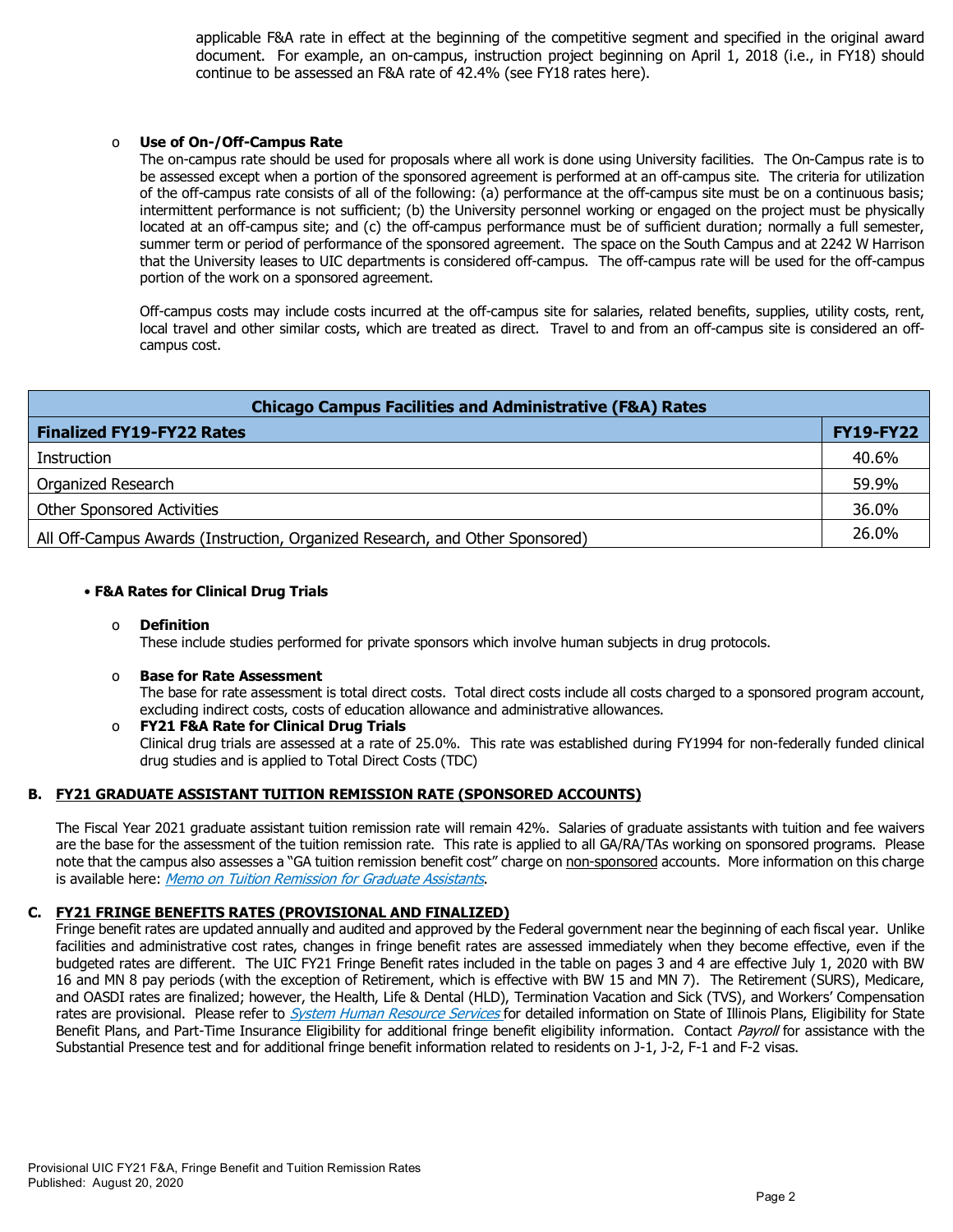applicable F&A rate in effect at the beginning of the competitive segment and specified in the original award document. For example, an on-campus, instruction project beginning on April 1, 2018 (i.e., in FY18) should continue to be assessed an F&A rate of 42.4% (see FY18 rates here).

- **Use of On-/Off-Campus Rate**

  The on-campus rate should be used for proposals where all work is done using University facilities. The On-Campus rate is to be assessed except when a portion of the sponsored agreement is performed at an off-campus site. The criteria for utilization of the off-campus rate consists of all of the following: (a) performance at the off-campus site must be on a continuous basis; intermittent performance is not sufficient; (b) the University personnel working or engaged on the project must be physically located at an off-campus site; and (c) the off-campus performance must be of sufficient duration; normally a full semester, summer term or period of performance of the sponsored agreement. The space on the South Campus and at 2242 W Harrison that the University leases to UIC departments is considered off-campus. The off-campus rate will be used for the off-campus portion of the work on a sponsored agreement.

  Off-campus costs may include costs incurred at the off-campus site for salaries, related benefits, supplies, utility costs, rent, local travel and other similar costs, which are treated as direct. Travel to and from an off-campus site is considered an off-campus cost.

| Chicago Campus Facilities and Administrative (F&A) Rates | |
|---|---|
| **Finalized FY19-FY22 Rates** | **FY19-FY22** |
| Instruction | 40.6% |
| Organized Research | 59.9% |
| Other Sponsored Activities | 36.0% |
| All Off-Campus Awards (Instruction, Organized Research, and Other Sponsored) | 26.0% |

- **F&A Rates for Clinical Drug Trials**

  - **Definition**

    These include studies performed for private sponsors which involve human subjects in drug protocols.

  - **Base for Rate Assessment**

    The base for rate assessment is total direct costs. Total direct costs include all costs charged to a sponsored program account, excluding indirect costs, costs of education allowance and administrative allowances.

  - **FY21 F&A Rate for Clinical Drug Trials**

    Clinical drug trials are assessed at a rate of 25.0%. This rate was established during FY1994 for non-federally funded clinical drug studies and is applied to Total Direct Costs (TDC)

## B. FY21 GRADUATE ASSISTANT TUITION REMISSION RATE (SPONSORED ACCOUNTS)

The Fiscal Year 2021 graduate assistant tuition remission rate will remain 42%. Salaries of graduate assistants with tuition and fee waivers are the base for the assessment of the tuition remission rate. This rate is applied to all GA/RA/TAs working on sponsored programs. Please note that the campus also assesses a "GA tuition remission benefit cost" charge on non-sponsored accounts. More information on this charge is available here: *Memo on Tuition Remission for Graduate Assistants*.

## C. FY21 FRINGE BENEFITS RATES (PROVISIONAL AND FINALIZED)

Fringe benefit rates are updated annually and audited and approved by the Federal government near the beginning of each fiscal year. Unlike facilities and administrative cost rates, changes in fringe benefit rates are assessed immediately when they become effective, even if the budgeted rates are different. The UIC FY21 Fringe Benefit rates included in the table on pages 3 and 4 are effective July 1, 2020 with BW 16 and MN 8 pay periods (with the exception of Retirement, which is effective with BW 15 and MN 7). The Retirement (SURS), Medicare, and OASDI rates are finalized; however, the Health, Life & Dental (HLD), Termination Vacation and Sick (TVS), and Workers' Compensation rates are provisional. Please refer to *System Human Resource Services* for detailed information on State of Illinois Plans, Eligibility for State Benefit Plans, and Part-Time Insurance Eligibility for additional fringe benefit eligibility information. Contact *Payroll* for assistance with the Substantial Presence test and for additional fringe benefit information related to residents on J-1, J-2, F-1 and F-2 visas.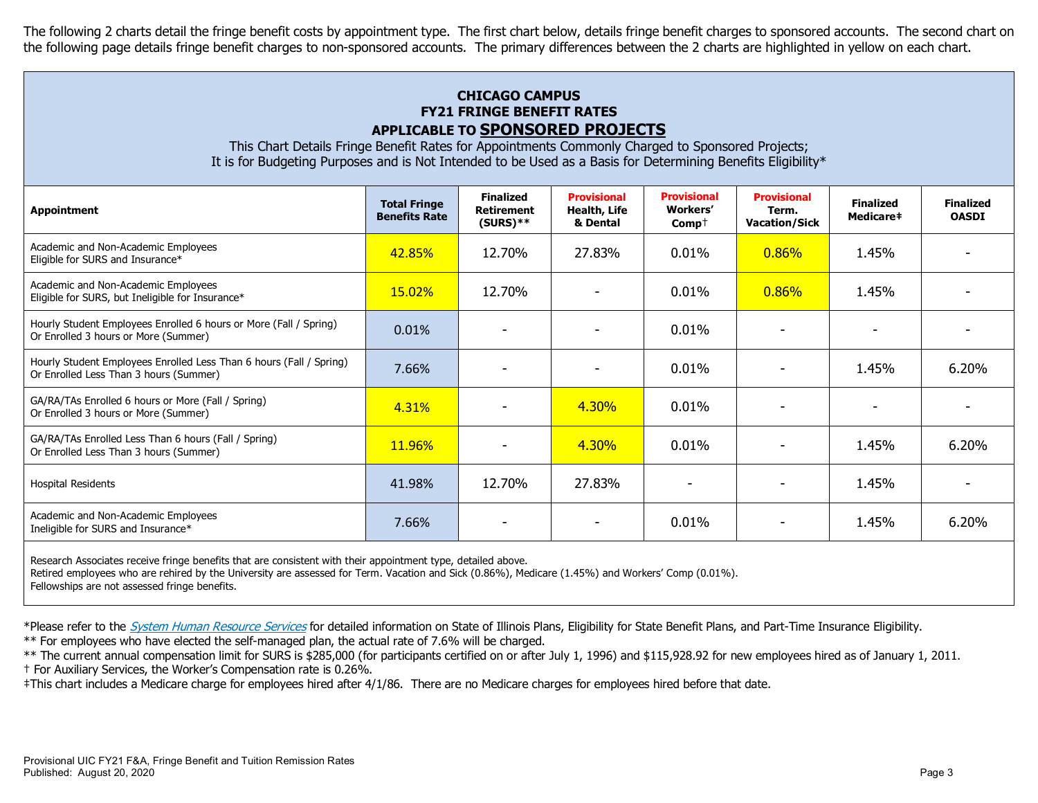The following 2 charts detail the fringe benefit costs by appointment type. The first chart below, details fringe benefit charges to sponsored accounts. The second chart on the following page details fringe benefit charges to non-sponsored accounts. The primary differences between the 2 charts are highlighted in yellow on each chart.

**CHICAGO CAMPUS**
**FY21 FRINGE BENEFIT RATES**
**APPLICABLE TO SPONSORED PROJECTS**

This Chart Details Fringe Benefit Rates for Appointments Commonly Charged to Sponsored Projects;
It is for Budgeting Purposes and is Not Intended to be Used as a Basis for Determining Benefits Eligibility*

| Appointment | Total Fringe Benefits Rate | Finalized Retirement (SURS)** | Provisional Health, Life & Dental | Provisional Workers' Comp† | Provisional Term. Vacation/Sick | Finalized Medicare‡ | Finalized OASDI |
|---|---|---|---|---|---|---|---|
| Academic and Non-Academic Employees Eligible for SURS and Insurance* | 42.85% | 12.70% | 27.83% | 0.01% | 0.86% | 1.45% | - |
| Academic and Non-Academic Employees Eligible for SURS, but Ineligible for Insurance* | 15.02% | 12.70% | - | 0.01% | 0.86% | 1.45% | - |
| Hourly Student Employees Enrolled 6 hours or More (Fall / Spring) Or Enrolled 3 hours or More (Summer) | 0.01% | - | - | 0.01% | - | - | - |
| Hourly Student Employees Enrolled Less Than 6 hours (Fall / Spring) Or Enrolled Less Than 3 hours (Summer) | 7.66% | - | - | 0.01% | - | 1.45% | 6.20% |
| GA/RA/TAs Enrolled 6 hours or More (Fall / Spring) Or Enrolled 3 hours or More (Summer) | 4.31% | - | 4.30% | 0.01% | - | - | - |
| GA/RA/TAs Enrolled Less Than 6 hours (Fall / Spring) Or Enrolled Less Than 3 hours (Summer) | 11.96% | - | 4.30% | 0.01% | - | 1.45% | 6.20% |
| Hospital Residents | 41.98% | 12.70% | 27.83% | - | - | 1.45% | - |
| Academic and Non-Academic Employees Ineligible for SURS and Insurance* | 7.66% | - | - | 0.01% | - | 1.45% | 6.20% |

Research Associates receive fringe benefits that are consistent with their appointment type, detailed above.
Retired employees who are rehired by the University are assessed for Term. Vacation and Sick (0.86%), Medicare (1.45%) and Workers' Comp (0.01%).
Fellowships are not assessed fringe benefits.

*Please refer to the *System Human Resource Services* for detailed information on State of Illinois Plans, Eligibility for State Benefit Plans, and Part-Time Insurance Eligibility.
** For employees who have elected the self-managed plan, the actual rate of 7.6% will be charged.
** The current annual compensation limit for SURS is $285,000 (for participants certified on or after July 1, 1996) and $115,928.92 for new employees hired as of January 1, 2011.
† For Auxiliary Services, the Worker's Compensation rate is 0.26%.
‡This chart includes a Medicare charge for employees hired after 4/1/86. There are no Medicare charges for employees hired before that date.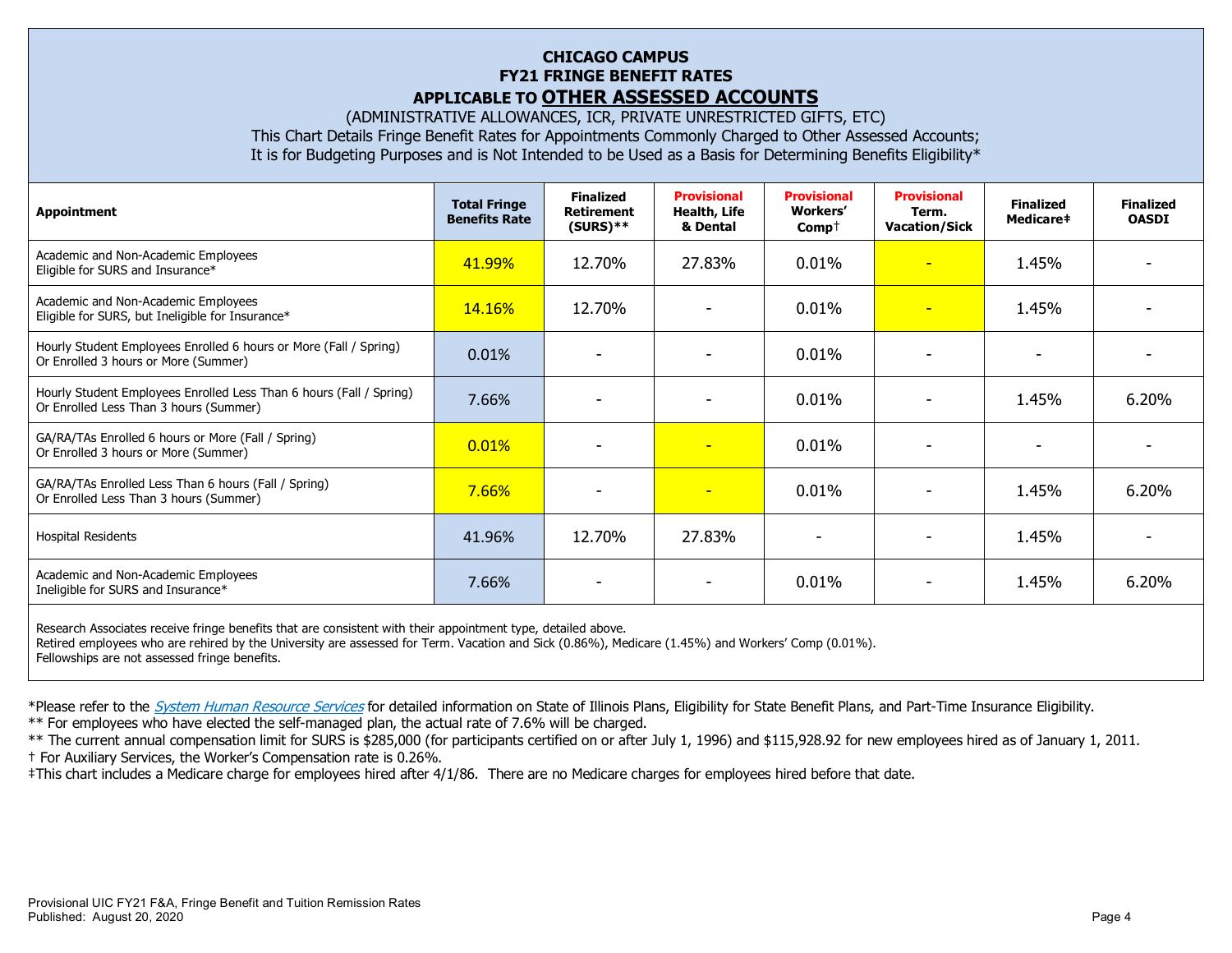# CHICAGO CAMPUS
## FY21 FRINGE BENEFIT RATES
## APPLICABLE TO OTHER ASSESSED ACCOUNTS

(ADMINISTRATIVE ALLOWANCES, ICR, PRIVATE UNRESTRICTED GIFTS, ETC)

This Chart Details Fringe Benefit Rates for Appointments Commonly Charged to Other Assessed Accounts;
It is for Budgeting Purposes and is Not Intended to be Used as a Basis for Determining Benefits Eligibility*

| Appointment | Total Fringe Benefits Rate | Finalized Retirement (SURS)** | Provisional Health, Life & Dental | Provisional Workers' Comp† | Provisional Term. Vacation/Sick | Finalized Medicare‡ | Finalized OASDI |
|---|---|---|---|---|---|---|---|
| Academic and Non-Academic Employees Eligible for SURS and Insurance* | 41.99% | 12.70% | 27.83% | 0.01% | - | 1.45% | - |
| Academic and Non-Academic Employees Eligible for SURS, but Ineligible for Insurance* | 14.16% | 12.70% | - | 0.01% | - | 1.45% | - |
| Hourly Student Employees Enrolled 6 hours or More (Fall / Spring) Or Enrolled 3 hours or More (Summer) | 0.01% | - | - | 0.01% | - | - | - |
| Hourly Student Employees Enrolled Less Than 6 hours (Fall / Spring) Or Enrolled Less Than 3 hours (Summer) | 7.66% | - | - | 0.01% | - | 1.45% | 6.20% |
| GA/RA/TAs Enrolled 6 hours or More (Fall / Spring) Or Enrolled 3 hours or More (Summer) | 0.01% | - | - | 0.01% | - | - | - |
| GA/RA/TAs Enrolled Less Than 6 hours (Fall / Spring) Or Enrolled Less Than 3 hours (Summer) | 7.66% | - | - | 0.01% | - | 1.45% | 6.20% |
| Hospital Residents | 41.96% | 12.70% | 27.83% | - | - | 1.45% | - |
| Academic and Non-Academic Employees Ineligible for SURS and Insurance* | 7.66% | - | - | 0.01% | - | 1.45% | 6.20% |

Research Associates receive fringe benefits that are consistent with their appointment type, detailed above.
Retired employees who are rehired by the University are assessed for Term. Vacation and Sick (0.86%), Medicare (1.45%) and Workers' Comp (0.01%).
Fellowships are not assessed fringe benefits.

*Please refer to the *System Human Resource Services* for detailed information on State of Illinois Plans, Eligibility for State Benefit Plans, and Part-Time Insurance Eligibility.

** For employees who have elected the self-managed plan, the actual rate of 7.6% will be charged.

** The current annual compensation limit for SURS is $285,000 (for participants certified on or after July 1, 1996) and $115,928.92 for new employees hired as of January 1, 2011.

† For Auxiliary Services, the Worker's Compensation rate is 0.26%.

‡This chart includes a Medicare charge for employees hired after 4/1/86. There are no Medicare charges for employees hired before that date.

Provisional UIC FY21 F&A, Fringe Benefit and Tuition Remission Rates
Published: August 20, 2020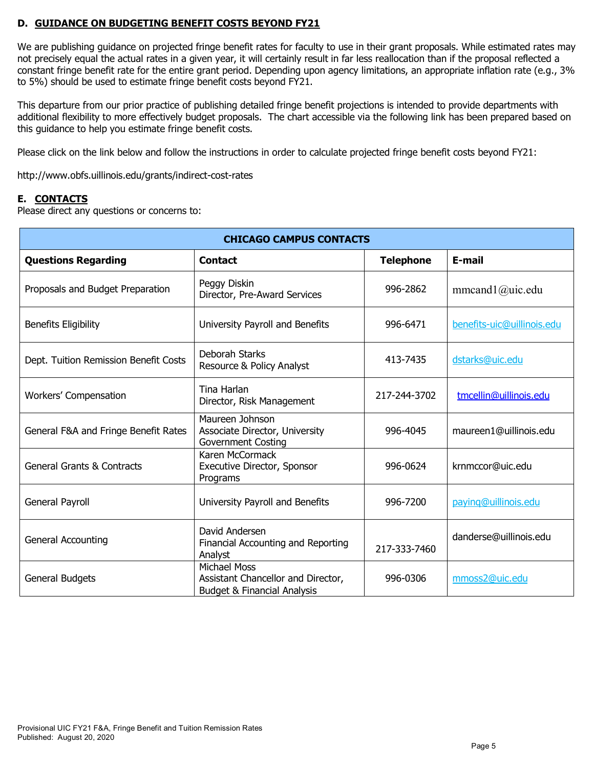## D. GUIDANCE ON BUDGETING BENEFIT COSTS BEYOND FY21

We are publishing guidance on projected fringe benefit rates for faculty to use in their grant proposals. While estimated rates may not precisely equal the actual rates in a given year, it will certainly result in far less reallocation than if the proposal reflected a constant fringe benefit rate for the entire grant period. Depending upon agency limitations, an appropriate inflation rate (e.g., 3% to 5%) should be used to estimate fringe benefit costs beyond FY21.

This departure from our prior practice of publishing detailed fringe benefit projections is intended to provide departments with additional flexibility to more effectively budget proposals. The chart accessible via the following link has been prepared based on this guidance to help you estimate fringe benefit costs.

Please click on the link below and follow the instructions in order to calculate projected fringe benefit costs beyond FY21:

http://www.obfs.uillinois.edu/grants/indirect-cost-rates

## E. CONTACTS

Please direct any questions or concerns to:

| CHICAGO CAMPUS CONTACTS | | | |
|---|---|---|---|
| **Questions Regarding** | **Contact** | **Telephone** | **E-mail** |
| Proposals and Budget Preparation | Peggy Diskin<br>Director, Pre-Award Services | 996-2862 | mmcand1@uic.edu |
| Benefits Eligibility | University Payroll and Benefits | 996-6471 | benefits-uic@uillinois.edu |
| Dept. Tuition Remission Benefit Costs | Deborah Starks<br>Resource & Policy Analyst | 413-7435 | dstarks@uic.edu |
| Workers' Compensation | Tina Harlan<br>Director, Risk Management | 217-244-3702 | tmcellin@uillinois.edu |
| General F&A and Fringe Benefit Rates | Maureen Johnson<br>Associate Director, University Government Costing | 996-4045 | maureen1@uillinois.edu |
| General Grants & Contracts | Karen McCormack<br>Executive Director, Sponsor Programs | 996-0624 | krnmccor@uic.edu |
| General Payroll | University Payroll and Benefits | 996-7200 | payinq@uillinois.edu |
| General Accounting | David Andersen<br>Financial Accounting and Reporting Analyst | 217-333-7460 | danderse@uillinois.edu |
| General Budgets | Michael Moss<br>Assistant Chancellor and Director, Budget & Financial Analysis | 996-0306 | mmoss2@uic.edu |

Provisional UIC FY21 F&A, Fringe Benefit and Tuition Remission Rates
Published: August 20, 2020